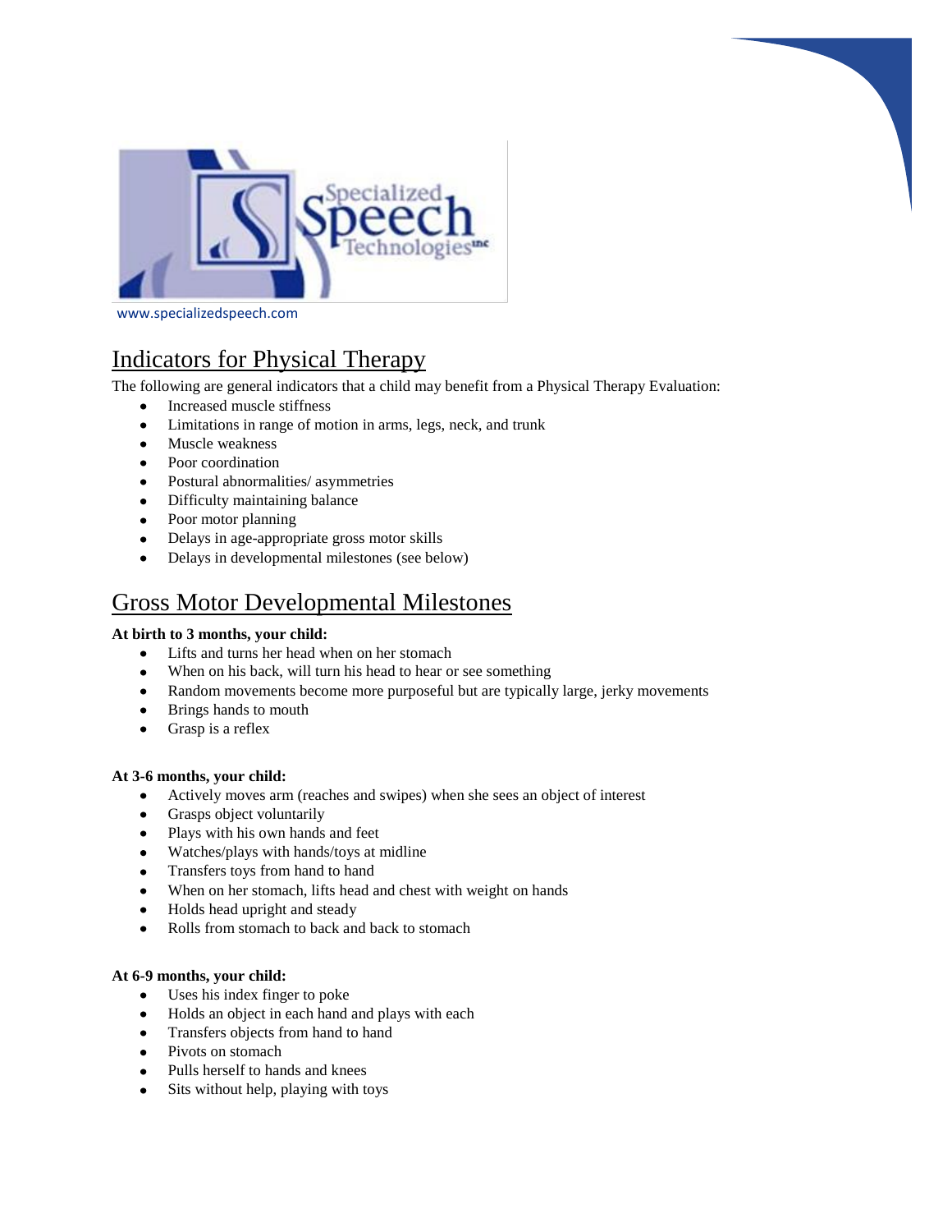www.specializedspeech.com

# Indicators for Physical Therapy

The following are general indicators that a child may benefit from a Physical Therapy Evaluation:

- Increased muscle stiffness
- Limitations in range of motion in arms, legs, neck, and trunk
- Muscle weakness
- Poor coordination
- Postural abnormalities/ asymmetries
- Difficulty maintaining balance
- Poor motor planning
- Delays in age-appropriate gross motor skills
- Delays in developmental milestones (see below)

# Gross Motor Developmental Milestones

**At birth to 3 months, your child:**

- Lifts and turns her head when on her stomach
- When on his back, will turn his head to hear or see something
- Random movements become more purposeful but are typically large, jerky movements
- Brings hands to mouth
- Grasp is a reflex

**At 3-6 months, your child:**

- Actively moves arm (reaches and swipes) when she sees an object of interest
- Grasps object voluntarily
- Plays with his own hands and feet
- Watches/plays with hands/toys at midline
- Transfers toys from hand to hand
- When on her stomach, lifts head and chest with weight on hands
- Holds head upright and steady
- Rolls from stomach to back and back to stomach

**At 6-9 months, your child:**

- Uses his index finger to poke
- Holds an object in each hand and plays with each
- Transfers objects from hand to hand
- Pivots on stomach
- Pulls herself to hands and knees
- Sits without help, playing with toys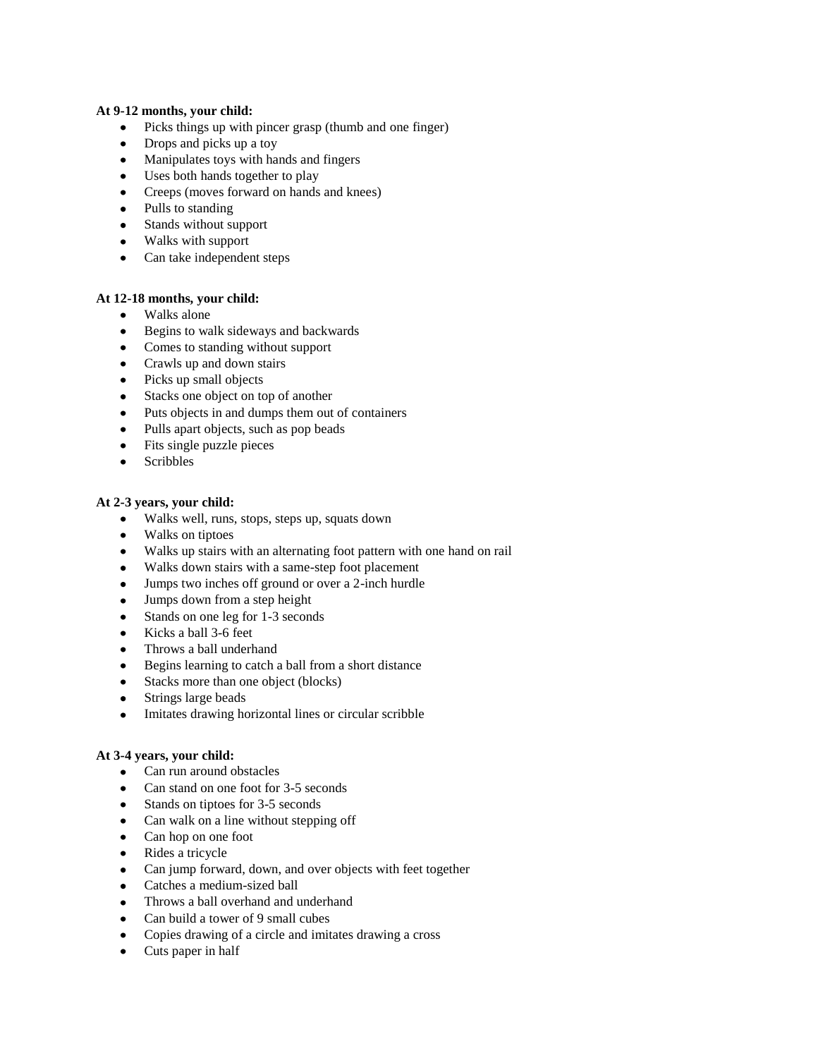**At 9-12 months, your child:**

- Picks things up with pincer grasp (thumb and one finger)
- Drops and picks up a toy
- Manipulates toys with hands and fingers
- Uses both hands together to play
- Creeps (moves forward on hands and knees)
- Pulls to standing
- Stands without support
- Walks with support
- Can take independent steps

**At 12-18 months, your child:**

- Walks alone
- Begins to walk sideways and backwards
- Comes to standing without support
- Crawls up and down stairs
- Picks up small objects
- Stacks one object on top of another
- Puts objects in and dumps them out of containers
- Pulls apart objects, such as pop beads
- Fits single puzzle pieces
- Scribbles

**At 2-3 years, your child:**

- Walks well, runs, stops, steps up, squats down
- Walks on tiptoes
- Walks up stairs with an alternating foot pattern with one hand on rail
- Walks down stairs with a same-step foot placement
- Jumps two inches off ground or over a 2-inch hurdle
- Jumps down from a step height
- Stands on one leg for 1-3 seconds
- Kicks a ball 3-6 feet
- Throws a ball underhand
- Begins learning to catch a ball from a short distance
- Stacks more than one object (blocks)
- Strings large beads
- Imitates drawing horizontal lines or circular scribble

**At 3-4 years, your child:**

- Can run around obstacles
- Can stand on one foot for 3-5 seconds
- Stands on tiptoes for 3-5 seconds
- Can walk on a line without stepping off
- Can hop on one foot
- Rides a tricycle
- Can jump forward, down, and over objects with feet together
- Catches a medium-sized ball
- Throws a ball overhand and underhand
- Can build a tower of 9 small cubes
- Copies drawing of a circle and imitates drawing a cross
- Cuts paper in half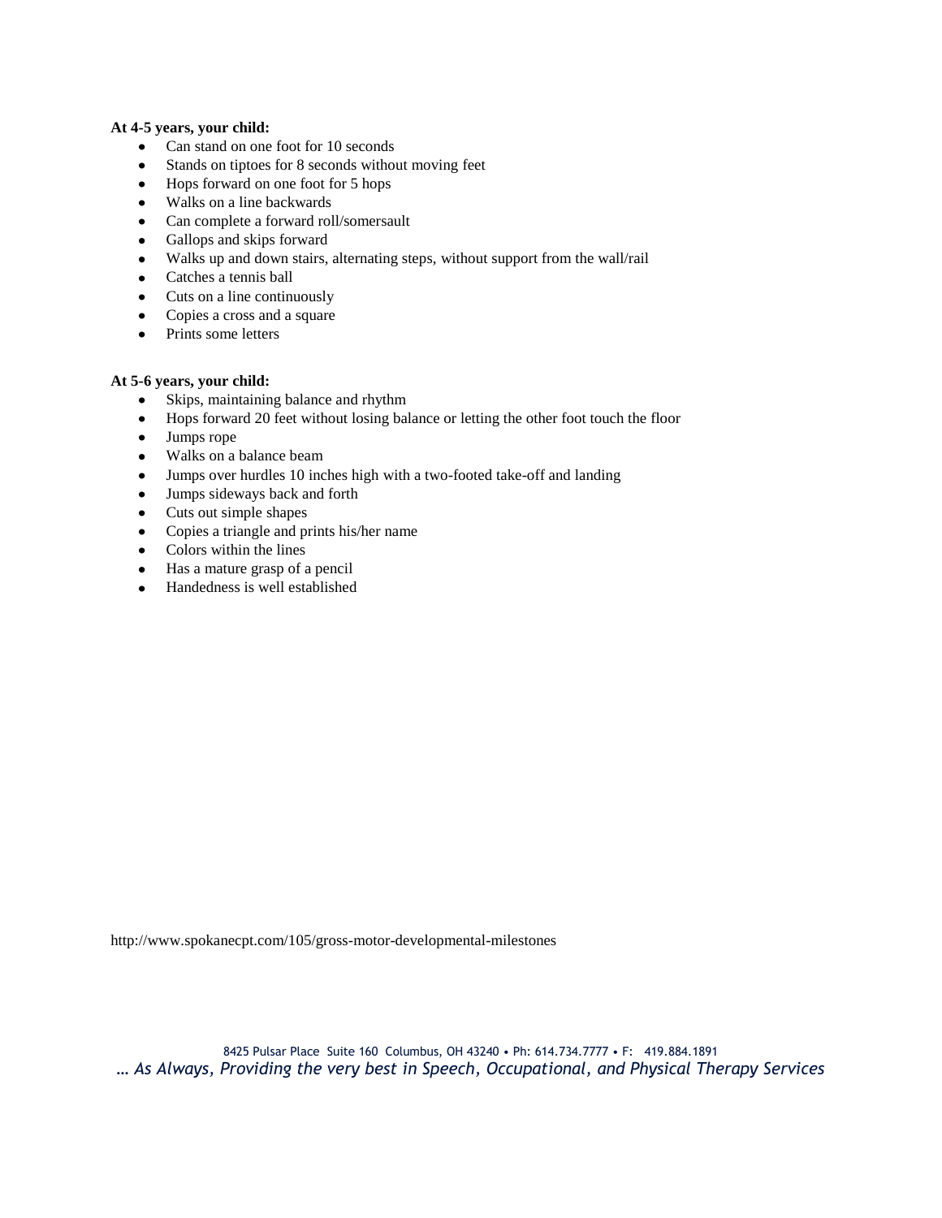**At 4-5 years, your child:**

- Can stand on one foot for 10 seconds
- Stands on tiptoes for 8 seconds without moving feet
- Hops forward on one foot for 5 hops
- Walks on a line backwards
- Can complete a forward roll/somersault
- Gallops and skips forward
- Walks up and down stairs, alternating steps, without support from the wall/rail
- Catches a tennis ball
- Cuts on a line continuously
- Copies a cross and a square
- Prints some letters

**At 5-6 years, your child:**

- Skips, maintaining balance and rhythm
- Hops forward 20 feet without losing balance or letting the other foot touch the floor
- Jumps rope
- Walks on a balance beam
- Jumps over hurdles 10 inches high with a two-footed take-off and landing
- Jumps sideways back and forth
- Cuts out simple shapes
- Copies a triangle and prints his/her name
- Colors within the lines
- Has a mature grasp of a pencil
- Handedness is well established

http://www.spokanecpt.com/105/gross-motor-developmental-milestones

8425 Pulsar Place Suite 160 Columbus, OH 43240 • Ph: 614.734.7777 • F: 419.884.1891

*… As Always, Providing the very best in Speech, Occupational, and Physical Therapy Services*